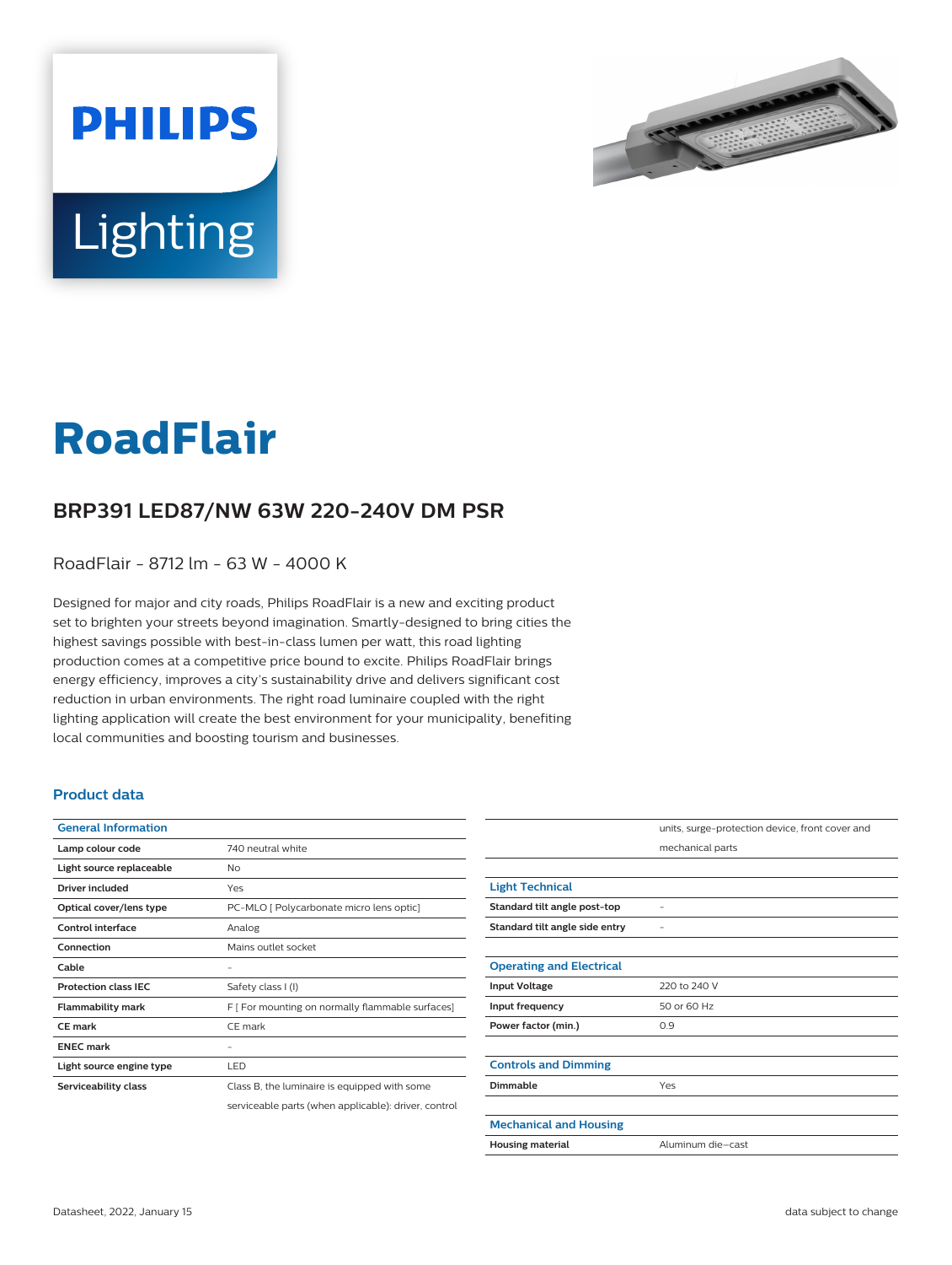# RoadFlair

## BRP391 LED87/NW 63W 220-240V DM PSR

RoadFlair - 8712 lm - 63 W - 4000 K

Designed for major and city roads, Philips RoadFlair is a new and exciting product set to brighten your streets beyond imagination. Smartly-designed to bring cities the highest savings possible with best-in-class lumen per watt, this road lighting production comes at a competitive price bound to excite. Philips RoadFlair brings energy efficiency, improves a city's sustainability drive and delivers significant cost reduction in urban environments. The right road luminaire coupled with the right lighting application will create the best environment for your municipality, benefiting local communities and boosting tourism and businesses.

### Product data

| General Information | |
|---|---|
| Lamp colour code | 740 neutral white |
| Light source replaceable | No |
| Driver included | Yes |
| Optical cover/lens type | PC-MLO [ Polycarbonate micro lens optic] |
| Control interface | Analog |
| Connection | Mains outlet socket |
| Cable | - |
| Protection class IEC | Safety class I (I) |
| Flammability mark | F [ For mounting on normally flammable surfaces] |
| CE mark | CE mark |
| ENEC mark | - |
| Light source engine type | LED |
| Serviceability class | Class B, the luminaire is equipped with some serviceable parts (when applicable): driver, control units, surge-protection device, front cover and mechanical parts |

| Light Technical | |
|---|---|
| Standard tilt angle post-top | - |
| Standard tilt angle side entry | - |

| Operating and Electrical | |
|---|---|
| Input Voltage | 220 to 240 V |
| Input frequency | 50 or 60 Hz |
| Power factor (min.) | 0.9 |

| Controls and Dimming | |
|---|---|
| Dimmable | Yes |

| Mechanical and Housing | |
|---|---|
| Housing material | Aluminum die–cast |

Datasheet, 2022, January 15

data subject to change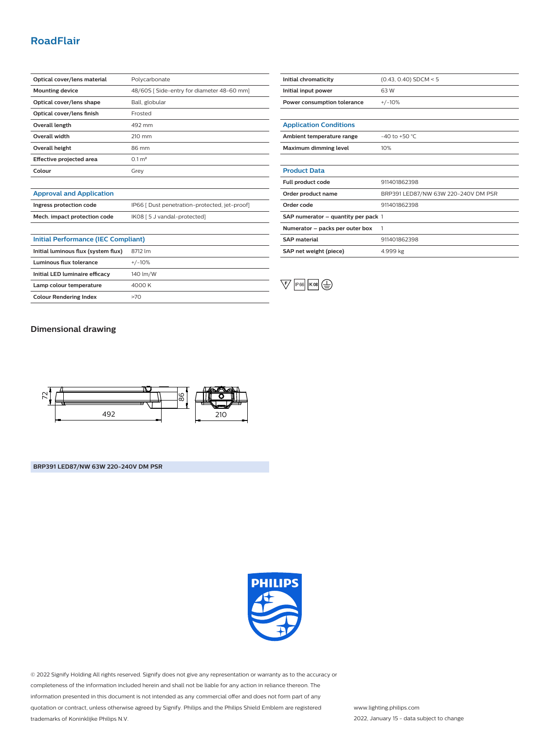## RoadFlair

| | |
|---|---|
| **Optical cover/lens material** | Polycarbonate |
| **Mounting device** | 48/60S [ Side-entry for diameter 48-60 mm] |
| **Optical cover/lens shape** | Ball, globular |
| **Optical cover/lens finish** | Frosted |
| **Overall length** | 492 mm |
| **Overall width** | 210 mm |
| **Overall height** | 86 mm |
| **Effective projected area** | 0.1 m² |
| **Colour** | Grey |

### Approval and Application

| | |
|---|---|
| **Ingress protection code** | IP66 [ Dust penetration-protected, jet-proof] |
| **Mech. impact protection code** | IK08 [ 5 J vandal-protected] |

### Initial Performance (IEC Compliant)

| | |
|---|---|
| **Initial luminous flux (system flux)** | 8712 lm |
| **Luminous flux tolerance** | +/-10% |
| **Initial LED luminaire efficacy** | 140 lm/W |
| **Lamp colour temperature** | 4000 K |
| **Colour Rendering Index** | >70 |

| | |
|---|---|
| **Initial chromaticity** | (0.43, 0.40) SDCM < 5 |
| **Initial input power** | 63 W |
| **Power consumption tolerance** | +/-10% |

### Application Conditions

| | |
|---|---|
| **Ambient temperature range** | -40 to +50 °C |
| **Maximum dimming level** | 10% |

### Product Data

| | |
|---|---|
| **Full product code** | 911401862398 |
| **Order product name** | BRP391 LED87/NW 63W 220-240V DM PSR |
| **Order code** | 911401862398 |
| **SAP numerator – quantity per pack** | 1 |
| **Numerator – packs per outer box** | 1 |
| **SAP material** | 911401862398 |
| **SAP net weight (piece)** | 4.999 kg |

F IP66 IK08

## Dimensional drawing

72
86
492
210

**BRP391 LED87/NW 63W 220-240V DM PSR**

PHILIPS

© 2022 Signify Holding All rights reserved. Signify does not give any representation or warranty as to the accuracy or completeness of the information included herein and shall not be liable for any action in reliance thereon. The information presented in this document is not intended as any commercial offer and does not form part of any quotation or contract, unless otherwise agreed by Signify. Philips and the Philips Shield Emblem are registered trademarks of Koninklijke Philips N.V.

www.lighting.philips.com
2022, January 15 - data subject to change